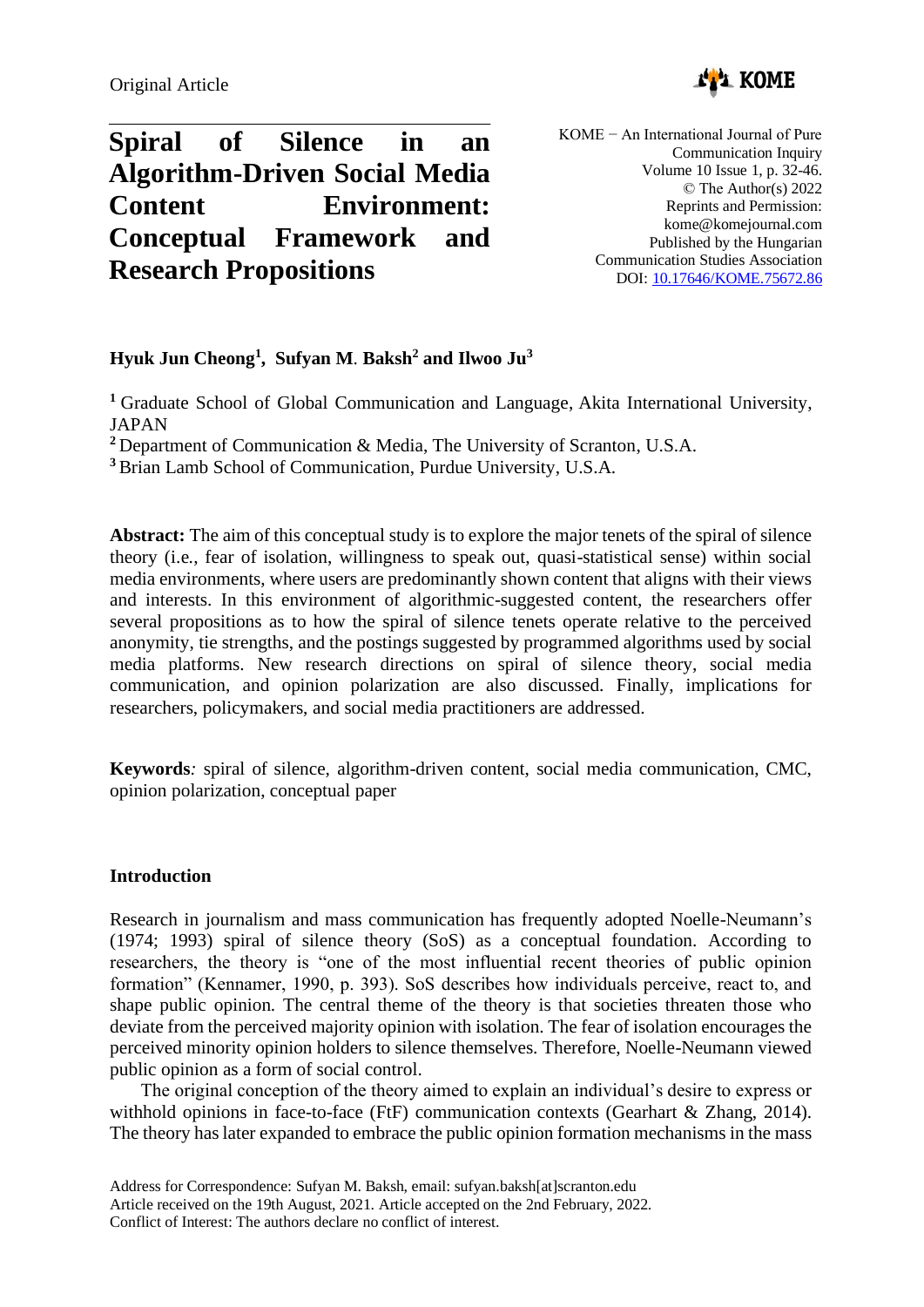Original Article

# Spiral of Silence in an Algorithm-Driven Social Media Content Environment: Conceptual Framework and Research Propositions

KOME − An International Journal of Pure Communication Inquiry
Volume 10 Issue 1, p. 32-46.
© The Author(s) 2022
Reprints and Permission: kome@komejournal.com
Published by the Hungarian Communication Studies Association
DOI: 10.17646/KOME.75672.86

**Hyuk Jun Cheong[1], Sufyan M. Baksh[2] and Ilwoo Ju[3]**

[1] Graduate School of Global Communication and Language, Akita International University, JAPAN
[2] Department of Communication & Media, The University of Scranton, U.S.A.
[3] Brian Lamb School of Communication, Purdue University, U.S.A.

**Abstract:** The aim of this conceptual study is to explore the major tenets of the spiral of silence theory (i.e., fear of isolation, willingness to speak out, quasi-statistical sense) within social media environments, where users are predominantly shown content that aligns with their views and interests. In this environment of algorithmic-suggested content, the researchers offer several propositions as to how the spiral of silence tenets operate relative to the perceived anonymity, tie strengths, and the postings suggested by programmed algorithms used by social media platforms. New research directions on spiral of silence theory, social media communication, and opinion polarization are also discussed. Finally, implications for researchers, policymakers, and social media practitioners are addressed.

**Keywords***:* spiral of silence, algorithm-driven content, social media communication, CMC, opinion polarization, conceptual paper

## Introduction

Research in journalism and mass communication has frequently adopted Noelle-Neumann's (1974; 1993) spiral of silence theory (SoS) as a conceptual foundation. According to researchers, the theory is "one of the most influential recent theories of public opinion formation" (Kennamer, 1990, p. 393). SoS describes how individuals perceive, react to, and shape public opinion. The central theme of the theory is that societies threaten those who deviate from the perceived majority opinion with isolation. The fear of isolation encourages the perceived minority opinion holders to silence themselves. Therefore, Noelle-Neumann viewed public opinion as a form of social control.

The original conception of the theory aimed to explain an individual's desire to express or withhold opinions in face-to-face (FtF) communication contexts (Gearhart & Zhang, 2014). The theory has later expanded to embrace the public opinion formation mechanisms in the mass

Address for Correspondence: Sufyan M. Baksh, email: sufyan.baksh[at]scranton.edu
Article received on the 19th August, 2021. Article accepted on the 2nd February, 2022.
Conflict of Interest: The authors declare no conflict of interest.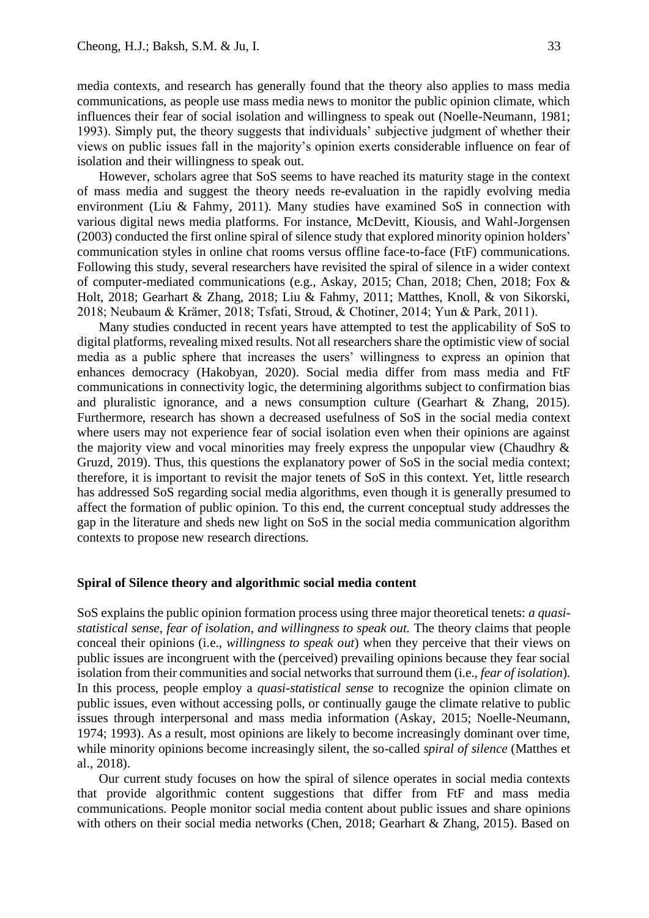media contexts, and research has generally found that the theory also applies to mass media communications, as people use mass media news to monitor the public opinion climate, which influences their fear of social isolation and willingness to speak out (Noelle-Neumann, 1981; 1993). Simply put, the theory suggests that individuals' subjective judgment of whether their views on public issues fall in the majority's opinion exerts considerable influence on fear of isolation and their willingness to speak out.

However, scholars agree that SoS seems to have reached its maturity stage in the context of mass media and suggest the theory needs re-evaluation in the rapidly evolving media environment (Liu & Fahmy, 2011). Many studies have examined SoS in connection with various digital news media platforms. For instance, McDevitt, Kiousis, and Wahl-Jorgensen (2003) conducted the first online spiral of silence study that explored minority opinion holders' communication styles in online chat rooms versus offline face-to-face (FtF) communications. Following this study, several researchers have revisited the spiral of silence in a wider context of computer-mediated communications (e.g., Askay, 2015; Chan, 2018; Chen, 2018; Fox & Holt, 2018; Gearhart & Zhang, 2018; Liu & Fahmy, 2011; Matthes, Knoll, & von Sikorski, 2018; Neubaum & Krämer, 2018; Tsfati, Stroud, & Chotiner, 2014; Yun & Park, 2011).

Many studies conducted in recent years have attempted to test the applicability of SoS to digital platforms, revealing mixed results. Not all researchers share the optimistic view of social media as a public sphere that increases the users' willingness to express an opinion that enhances democracy (Hakobyan, 2020). Social media differ from mass media and FtF communications in connectivity logic, the determining algorithms subject to confirmation bias and pluralistic ignorance, and a news consumption culture (Gearhart & Zhang, 2015). Furthermore, research has shown a decreased usefulness of SoS in the social media context where users may not experience fear of social isolation even when their opinions are against the majority view and vocal minorities may freely express the unpopular view (Chaudhry & Gruzd, 2019). Thus, this questions the explanatory power of SoS in the social media context; therefore, it is important to revisit the major tenets of SoS in this context. Yet, little research has addressed SoS regarding social media algorithms, even though it is generally presumed to affect the formation of public opinion. To this end, the current conceptual study addresses the gap in the literature and sheds new light on SoS in the social media communication algorithm contexts to propose new research directions.

## Spiral of Silence theory and algorithmic social media content

SoS explains the public opinion formation process using three major theoretical tenets: *a quasi-statistical sense, fear of isolation, and willingness to speak out.* The theory claims that people conceal their opinions (i.e., *willingness to speak out*) when they perceive that their views on public issues are incongruent with the (perceived) prevailing opinions because they fear social isolation from their communities and social networks that surround them (i.e., *fear of isolation*). In this process, people employ a *quasi-statistical sense* to recognize the opinion climate on public issues, even without accessing polls, or continually gauge the climate relative to public issues through interpersonal and mass media information (Askay, 2015; Noelle-Neumann, 1974; 1993). As a result, most opinions are likely to become increasingly dominant over time, while minority opinions become increasingly silent, the so-called *spiral of silence* (Matthes et al., 2018).

Our current study focuses on how the spiral of silence operates in social media contexts that provide algorithmic content suggestions that differ from FtF and mass media communications. People monitor social media content about public issues and share opinions with others on their social media networks (Chen, 2018; Gearhart & Zhang, 2015). Based on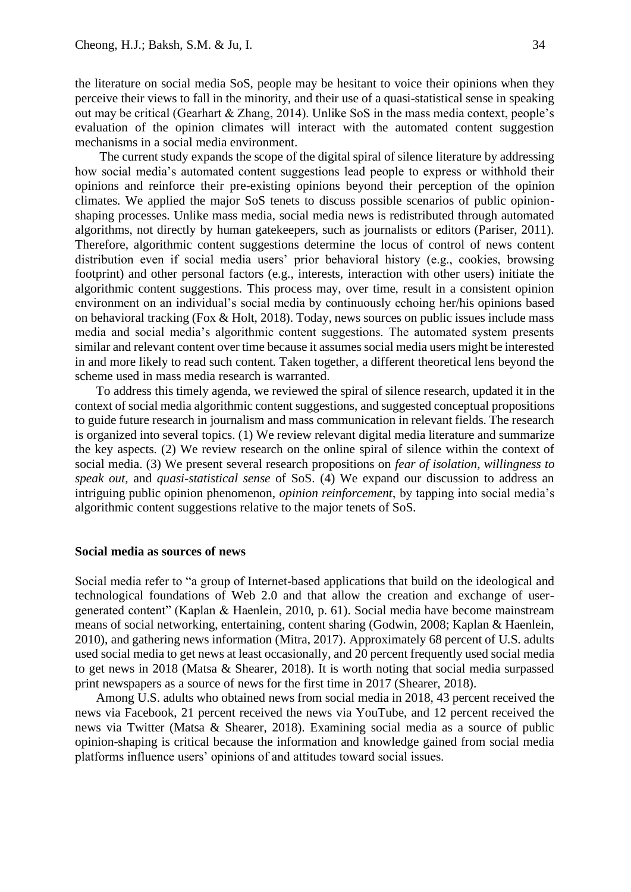the literature on social media SoS, people may be hesitant to voice their opinions when they perceive their views to fall in the minority, and their use of a quasi-statistical sense in speaking out may be critical (Gearhart & Zhang, 2014). Unlike SoS in the mass media context, people's evaluation of the opinion climates will interact with the automated content suggestion mechanisms in a social media environment.

The current study expands the scope of the digital spiral of silence literature by addressing how social media's automated content suggestions lead people to express or withhold their opinions and reinforce their pre-existing opinions beyond their perception of the opinion climates. We applied the major SoS tenets to discuss possible scenarios of public opinion-shaping processes. Unlike mass media, social media news is redistributed through automated algorithms, not directly by human gatekeepers, such as journalists or editors (Pariser, 2011). Therefore, algorithmic content suggestions determine the locus of control of news content distribution even if social media users' prior behavioral history (e.g., cookies, browsing footprint) and other personal factors (e.g., interests, interaction with other users) initiate the algorithmic content suggestions. This process may, over time, result in a consistent opinion environment on an individual's social media by continuously echoing her/his opinions based on behavioral tracking (Fox & Holt, 2018). Today, news sources on public issues include mass media and social media's algorithmic content suggestions. The automated system presents similar and relevant content over time because it assumes social media users might be interested in and more likely to read such content. Taken together, a different theoretical lens beyond the scheme used in mass media research is warranted.

To address this timely agenda, we reviewed the spiral of silence research, updated it in the context of social media algorithmic content suggestions, and suggested conceptual propositions to guide future research in journalism and mass communication in relevant fields. The research is organized into several topics. (1) We review relevant digital media literature and summarize the key aspects. (2) We review research on the online spiral of silence within the context of social media. (3) We present several research propositions on *fear of isolation, willingness to speak out*, and *quasi-statistical sense* of SoS. (4) We expand our discussion to address an intriguing public opinion phenomenon, *opinion reinforcement*, by tapping into social media's algorithmic content suggestions relative to the major tenets of SoS.

## Social media as sources of news

Social media refer to "a group of Internet-based applications that build on the ideological and technological foundations of Web 2.0 and that allow the creation and exchange of user-generated content" (Kaplan & Haenlein, 2010, p. 61). Social media have become mainstream means of social networking, entertaining, content sharing (Godwin, 2008; Kaplan & Haenlein, 2010), and gathering news information (Mitra, 2017). Approximately 68 percent of U.S. adults used social media to get news at least occasionally, and 20 percent frequently used social media to get news in 2018 (Matsa & Shearer, 2018). It is worth noting that social media surpassed print newspapers as a source of news for the first time in 2017 (Shearer, 2018).

Among U.S. adults who obtained news from social media in 2018, 43 percent received the news via Facebook, 21 percent received the news via YouTube, and 12 percent received the news via Twitter (Matsa & Shearer, 2018). Examining social media as a source of public opinion-shaping is critical because the information and knowledge gained from social media platforms influence users' opinions of and attitudes toward social issues.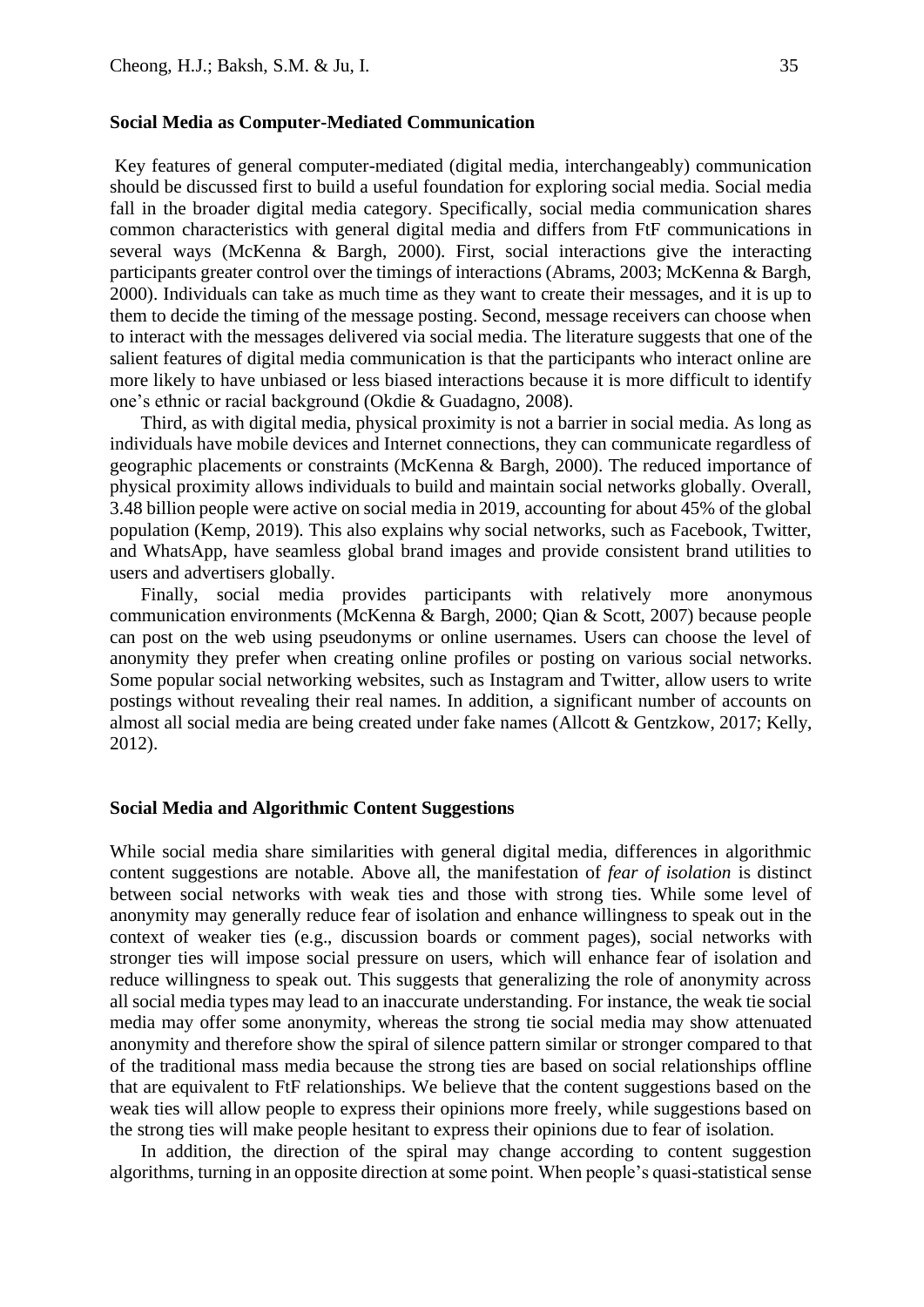## Social Media as Computer-Mediated Communication

Key features of general computer-mediated (digital media, interchangeably) communication should be discussed first to build a useful foundation for exploring social media. Social media fall in the broader digital media category. Specifically, social media communication shares common characteristics with general digital media and differs from FtF communications in several ways (McKenna & Bargh, 2000). First, social interactions give the interacting participants greater control over the timings of interactions (Abrams, 2003; McKenna & Bargh, 2000). Individuals can take as much time as they want to create their messages, and it is up to them to decide the timing of the message posting. Second, message receivers can choose when to interact with the messages delivered via social media. The literature suggests that one of the salient features of digital media communication is that the participants who interact online are more likely to have unbiased or less biased interactions because it is more difficult to identify one's ethnic or racial background (Okdie & Guadagno, 2008).

Third, as with digital media, physical proximity is not a barrier in social media. As long as individuals have mobile devices and Internet connections, they can communicate regardless of geographic placements or constraints (McKenna & Bargh, 2000). The reduced importance of physical proximity allows individuals to build and maintain social networks globally. Overall, 3.48 billion people were active on social media in 2019, accounting for about 45% of the global population (Kemp, 2019). This also explains why social networks, such as Facebook, Twitter, and WhatsApp, have seamless global brand images and provide consistent brand utilities to users and advertisers globally.

Finally, social media provides participants with relatively more anonymous communication environments (McKenna & Bargh, 2000; Qian & Scott, 2007) because people can post on the web using pseudonyms or online usernames. Users can choose the level of anonymity they prefer when creating online profiles or posting on various social networks. Some popular social networking websites, such as Instagram and Twitter, allow users to write postings without revealing their real names. In addition, a significant number of accounts on almost all social media are being created under fake names (Allcott & Gentzkow, 2017; Kelly, 2012).

## Social Media and Algorithmic Content Suggestions

While social media share similarities with general digital media, differences in algorithmic content suggestions are notable. Above all, the manifestation of *fear of isolation* is distinct between social networks with weak ties and those with strong ties. While some level of anonymity may generally reduce fear of isolation and enhance willingness to speak out in the context of weaker ties (e.g., discussion boards or comment pages), social networks with stronger ties will impose social pressure on users, which will enhance fear of isolation and reduce willingness to speak out. This suggests that generalizing the role of anonymity across all social media types may lead to an inaccurate understanding. For instance, the weak tie social media may offer some anonymity, whereas the strong tie social media may show attenuated anonymity and therefore show the spiral of silence pattern similar or stronger compared to that of the traditional mass media because the strong ties are based on social relationships offline that are equivalent to FtF relationships. We believe that the content suggestions based on the weak ties will allow people to express their opinions more freely, while suggestions based on the strong ties will make people hesitant to express their opinions due to fear of isolation.

In addition, the direction of the spiral may change according to content suggestion algorithms, turning in an opposite direction at some point. When people's quasi-statistical sense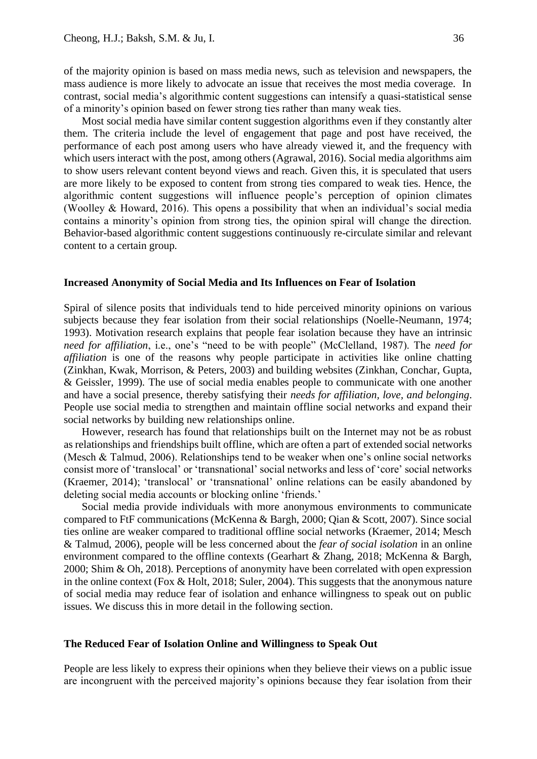of the majority opinion is based on mass media news, such as television and newspapers, the mass audience is more likely to advocate an issue that receives the most media coverage. In contrast, social media's algorithmic content suggestions can intensify a quasi-statistical sense of a minority's opinion based on fewer strong ties rather than many weak ties.

Most social media have similar content suggestion algorithms even if they constantly alter them. The criteria include the level of engagement that page and post have received, the performance of each post among users who have already viewed it, and the frequency with which users interact with the post, among others (Agrawal, 2016). Social media algorithms aim to show users relevant content beyond views and reach. Given this, it is speculated that users are more likely to be exposed to content from strong ties compared to weak ties. Hence, the algorithmic content suggestions will influence people's perception of opinion climates (Woolley & Howard, 2016). This opens a possibility that when an individual's social media contains a minority's opinion from strong ties, the opinion spiral will change the direction. Behavior-based algorithmic content suggestions continuously re-circulate similar and relevant content to a certain group.

### Increased Anonymity of Social Media and Its Influences on Fear of Isolation

Spiral of silence posits that individuals tend to hide perceived minority opinions on various subjects because they fear isolation from their social relationships (Noelle-Neumann, 1974; 1993). Motivation research explains that people fear isolation because they have an intrinsic *need for affiliation*, i.e., one's "need to be with people" (McClelland, 1987). The *need for affiliation* is one of the reasons why people participate in activities like online chatting (Zinkhan, Kwak, Morrison, & Peters, 2003) and building websites (Zinkhan, Conchar, Gupta, & Geissler, 1999). The use of social media enables people to communicate with one another and have a social presence, thereby satisfying their *needs for affiliation, love, and belonging*. People use social media to strengthen and maintain offline social networks and expand their social networks by building new relationships online.

However, research has found that relationships built on the Internet may not be as robust as relationships and friendships built offline, which are often a part of extended social networks (Mesch & Talmud, 2006). Relationships tend to be weaker when one's online social networks consist more of 'translocal' or 'transnational' social networks and less of 'core' social networks (Kraemer, 2014); 'translocal' or 'transnational' online relations can be easily abandoned by deleting social media accounts or blocking online 'friends.'

Social media provide individuals with more anonymous environments to communicate compared to FtF communications (McKenna & Bargh, 2000; Qian & Scott, 2007). Since social ties online are weaker compared to traditional offline social networks (Kraemer, 2014; Mesch & Talmud, 2006), people will be less concerned about the *fear of social isolation* in an online environment compared to the offline contexts (Gearhart & Zhang, 2018; McKenna & Bargh, 2000; Shim & Oh, 2018). Perceptions of anonymity have been correlated with open expression in the online context (Fox & Holt, 2018; Suler, 2004). This suggests that the anonymous nature of social media may reduce fear of isolation and enhance willingness to speak out on public issues. We discuss this in more detail in the following section.

### The Reduced Fear of Isolation Online and Willingness to Speak Out

People are less likely to express their opinions when they believe their views on a public issue are incongruent with the perceived majority's opinions because they fear isolation from their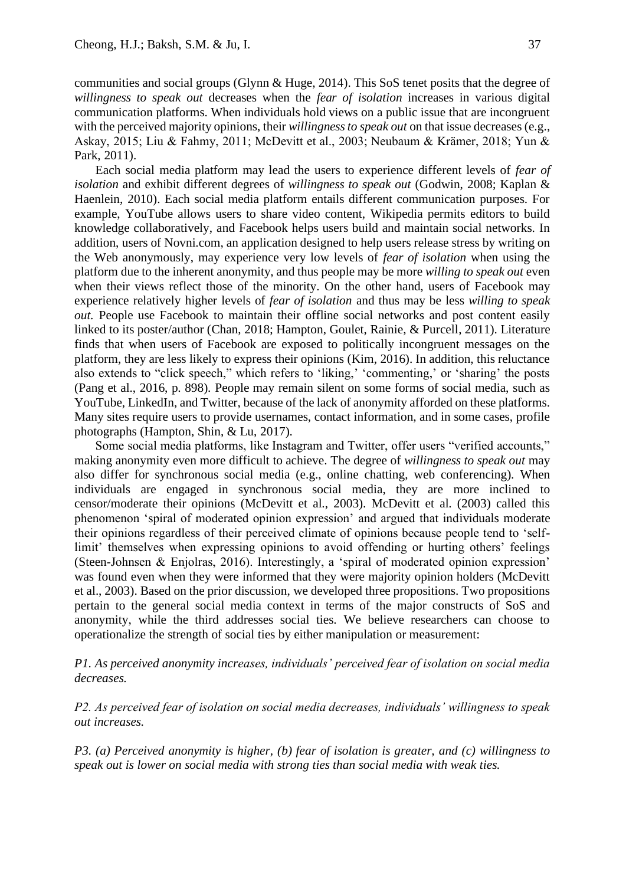communities and social groups (Glynn & Huge, 2014). This SoS tenet posits that the degree of *willingness to speak out* decreases when the *fear of isolation* increases in various digital communication platforms. When individuals hold views on a public issue that are incongruent with the perceived majority opinions, their *willingness to speak out* on that issue decreases (e.g., Askay, 2015; Liu & Fahmy, 2011; McDevitt et al., 2003; Neubaum & Krämer, 2018; Yun & Park, 2011).

Each social media platform may lead the users to experience different levels of *fear of isolation* and exhibit different degrees of *willingness to speak out* (Godwin, 2008; Kaplan & Haenlein, 2010). Each social media platform entails different communication purposes. For example, YouTube allows users to share video content, Wikipedia permits editors to build knowledge collaboratively, and Facebook helps users build and maintain social networks. In addition, users of Novni.com, an application designed to help users release stress by writing on the Web anonymously, may experience very low levels of *fear of isolation* when using the platform due to the inherent anonymity, and thus people may be more *willing to speak out* even when their views reflect those of the minority. On the other hand, users of Facebook may experience relatively higher levels of *fear of isolation* and thus may be less *willing to speak out.* People use Facebook to maintain their offline social networks and post content easily linked to its poster/author (Chan, 2018; Hampton, Goulet, Rainie, & Purcell, 2011). Literature finds that when users of Facebook are exposed to politically incongruent messages on the platform, they are less likely to express their opinions (Kim, 2016). In addition, this reluctance also extends to "click speech," which refers to 'liking,' 'commenting,' or 'sharing' the posts (Pang et al., 2016, p. 898). People may remain silent on some forms of social media, such as YouTube, LinkedIn, and Twitter, because of the lack of anonymity afforded on these platforms. Many sites require users to provide usernames, contact information, and in some cases, profile photographs (Hampton, Shin, & Lu, 2017).

Some social media platforms, like Instagram and Twitter, offer users "verified accounts," making anonymity even more difficult to achieve. The degree of *willingness to speak out* may also differ for synchronous social media (e.g., online chatting, web conferencing). When individuals are engaged in synchronous social media, they are more inclined to censor/moderate their opinions (McDevitt et al., 2003). McDevitt et al. (2003) called this phenomenon 'spiral of moderated opinion expression' and argued that individuals moderate their opinions regardless of their perceived climate of opinions because people tend to 'self-limit' themselves when expressing opinions to avoid offending or hurting others' feelings (Steen-Johnsen & Enjolras, 2016). Interestingly, a 'spiral of moderated opinion expression' was found even when they were informed that they were majority opinion holders (McDevitt et al., 2003). Based on the prior discussion, we developed three propositions. Two propositions pertain to the general social media context in terms of the major constructs of SoS and anonymity, while the third addresses social ties. We believe researchers can choose to operationalize the strength of social ties by either manipulation or measurement:

*P1. As perceived anonymity increases, individuals' perceived fear of isolation on social media decreases.*

*P2. As perceived fear of isolation on social media decreases, individuals' willingness to speak out increases.*

*P3. (a) Perceived anonymity is higher, (b) fear of isolation is greater, and (c) willingness to speak out is lower on social media with strong ties than social media with weak ties.*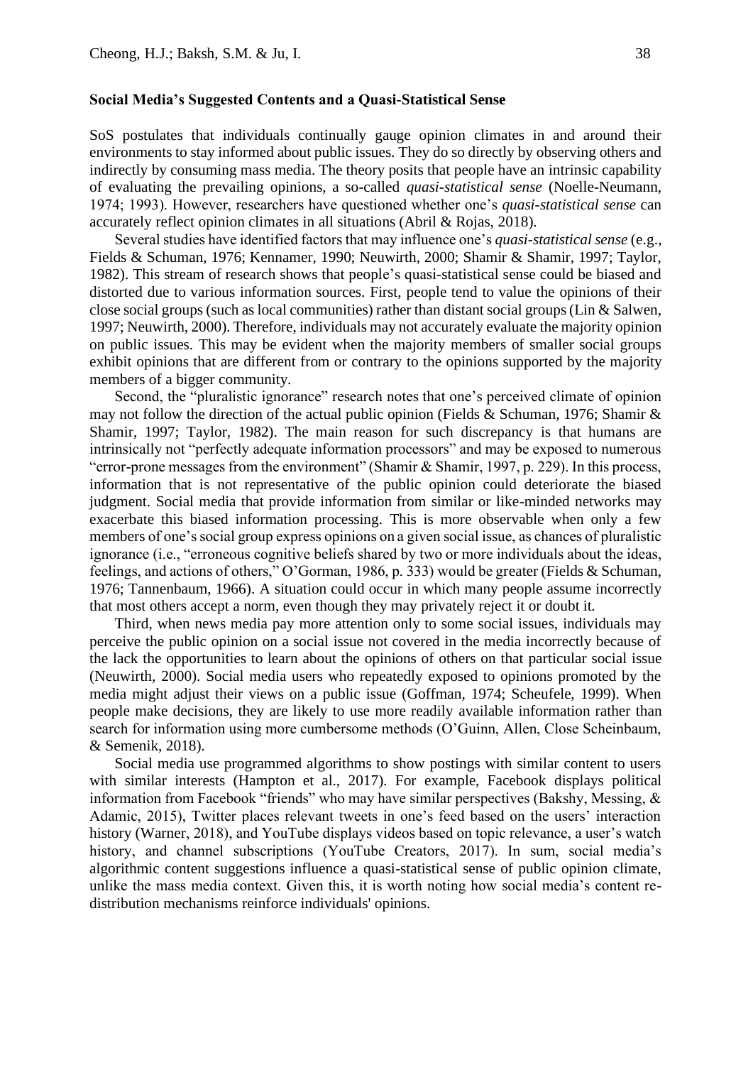**Social Media's Suggested Contents and a Quasi-Statistical Sense**

SoS postulates that individuals continually gauge opinion climates in and around their environments to stay informed about public issues. They do so directly by observing others and indirectly by consuming mass media. The theory posits that people have an intrinsic capability of evaluating the prevailing opinions, a so-called *quasi-statistical sense* (Noelle-Neumann, 1974; 1993). However, researchers have questioned whether one's *quasi-statistical sense* can accurately reflect opinion climates in all situations (Abril & Rojas, 2018).

Several studies have identified factors that may influence one's *quasi-statistical sense* (e.g., Fields & Schuman, 1976; Kennamer, 1990; Neuwirth, 2000; Shamir & Shamir, 1997; Taylor, 1982). This stream of research shows that people's quasi-statistical sense could be biased and distorted due to various information sources. First, people tend to value the opinions of their close social groups (such as local communities) rather than distant social groups (Lin & Salwen, 1997; Neuwirth, 2000). Therefore, individuals may not accurately evaluate the majority opinion on public issues. This may be evident when the majority members of smaller social groups exhibit opinions that are different from or contrary to the opinions supported by the majority members of a bigger community.

Second, the "pluralistic ignorance" research notes that one's perceived climate of opinion may not follow the direction of the actual public opinion (Fields & Schuman, 1976; Shamir & Shamir, 1997; Taylor, 1982). The main reason for such discrepancy is that humans are intrinsically not "perfectly adequate information processors" and may be exposed to numerous "error-prone messages from the environment" (Shamir & Shamir, 1997, p. 229). In this process, information that is not representative of the public opinion could deteriorate the biased judgment. Social media that provide information from similar or like-minded networks may exacerbate this biased information processing. This is more observable when only a few members of one's social group express opinions on a given social issue, as chances of pluralistic ignorance (i.e., "erroneous cognitive beliefs shared by two or more individuals about the ideas, feelings, and actions of others," O'Gorman, 1986, p. 333) would be greater (Fields & Schuman, 1976; Tannenbaum, 1966). A situation could occur in which many people assume incorrectly that most others accept a norm, even though they may privately reject it or doubt it.

Third, when news media pay more attention only to some social issues, individuals may perceive the public opinion on a social issue not covered in the media incorrectly because of the lack the opportunities to learn about the opinions of others on that particular social issue (Neuwirth, 2000). Social media users who repeatedly exposed to opinions promoted by the media might adjust their views on a public issue (Goffman, 1974; Scheufele, 1999). When people make decisions, they are likely to use more readily available information rather than search for information using more cumbersome methods (O'Guinn, Allen, Close Scheinbaum, & Semenik, 2018).

Social media use programmed algorithms to show postings with similar content to users with similar interests (Hampton et al., 2017). For example, Facebook displays political information from Facebook "friends" who may have similar perspectives (Bakshy, Messing, & Adamic, 2015), Twitter places relevant tweets in one's feed based on the users' interaction history (Warner, 2018), and YouTube displays videos based on topic relevance, a user's watch history, and channel subscriptions (YouTube Creators, 2017). In sum, social media's algorithmic content suggestions influence a quasi-statistical sense of public opinion climate, unlike the mass media context. Given this, it is worth noting how social media's content re-distribution mechanisms reinforce individuals' opinions.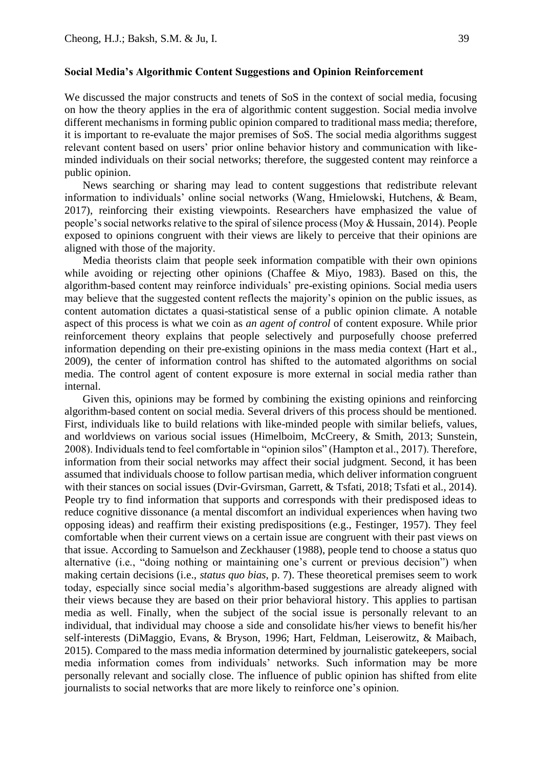**Social Media's Algorithmic Content Suggestions and Opinion Reinforcement**

We discussed the major constructs and tenets of SoS in the context of social media, focusing on how the theory applies in the era of algorithmic content suggestion. Social media involve different mechanisms in forming public opinion compared to traditional mass media; therefore, it is important to re-evaluate the major premises of SoS. The social media algorithms suggest relevant content based on users' prior online behavior history and communication with like-minded individuals on their social networks; therefore, the suggested content may reinforce a public opinion.

News searching or sharing may lead to content suggestions that redistribute relevant information to individuals' online social networks (Wang, Hmielowski, Hutchens, & Beam, 2017), reinforcing their existing viewpoints. Researchers have emphasized the value of people's social networks relative to the spiral of silence process (Moy & Hussain, 2014). People exposed to opinions congruent with their views are likely to perceive that their opinions are aligned with those of the majority.

Media theorists claim that people seek information compatible with their own opinions while avoiding or rejecting other opinions (Chaffee & Miyo, 1983). Based on this, the algorithm-based content may reinforce individuals' pre-existing opinions. Social media users may believe that the suggested content reflects the majority's opinion on the public issues, as content automation dictates a quasi-statistical sense of a public opinion climate. A notable aspect of this process is what we coin as *an agent of control* of content exposure. While prior reinforcement theory explains that people selectively and purposefully choose preferred information depending on their pre-existing opinions in the mass media context (Hart et al., 2009), the center of information control has shifted to the automated algorithms on social media. The control agent of content exposure is more external in social media rather than internal.

Given this, opinions may be formed by combining the existing opinions and reinforcing algorithm-based content on social media. Several drivers of this process should be mentioned. First, individuals like to build relations with like-minded people with similar beliefs, values, and worldviews on various social issues (Himelboim, McCreery, & Smith, 2013; Sunstein, 2008). Individuals tend to feel comfortable in "opinion silos" (Hampton et al., 2017). Therefore, information from their social networks may affect their social judgment. Second, it has been assumed that individuals choose to follow partisan media, which deliver information congruent with their stances on social issues (Dvir-Gvirsman, Garrett, & Tsfati, 2018; Tsfati et al., 2014). People try to find information that supports and corresponds with their predisposed ideas to reduce cognitive dissonance (a mental discomfort an individual experiences when having two opposing ideas) and reaffirm their existing predispositions (e.g., Festinger, 1957). They feel comfortable when their current views on a certain issue are congruent with their past views on that issue. According to Samuelson and Zeckhauser (1988), people tend to choose a status quo alternative (i.e., "doing nothing or maintaining one's current or previous decision") when making certain decisions (i.e., *status quo bias*, p. 7). These theoretical premises seem to work today, especially since social media's algorithm-based suggestions are already aligned with their views because they are based on their prior behavioral history. This applies to partisan media as well. Finally, when the subject of the social issue is personally relevant to an individual, that individual may choose a side and consolidate his/her views to benefit his/her self-interests (DiMaggio, Evans, & Bryson, 1996; Hart, Feldman, Leiserowitz, & Maibach, 2015). Compared to the mass media information determined by journalistic gatekeepers, social media information comes from individuals' networks. Such information may be more personally relevant and socially close. The influence of public opinion has shifted from elite journalists to social networks that are more likely to reinforce one's opinion.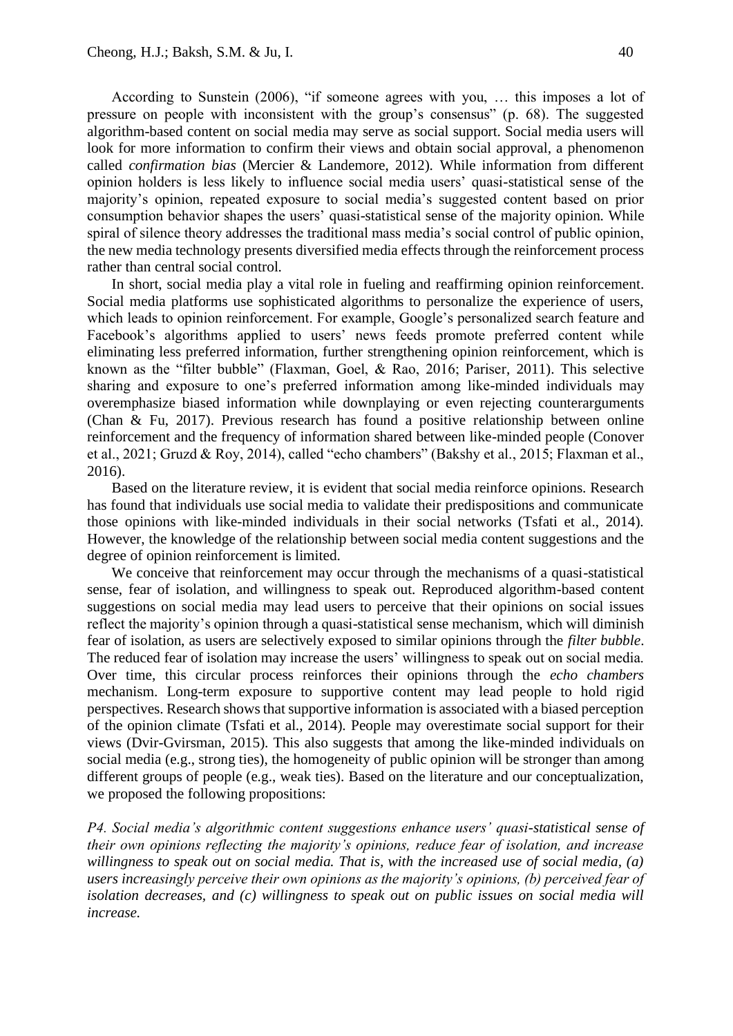According to Sunstein (2006), "if someone agrees with you, … this imposes a lot of pressure on people with inconsistent with the group's consensus" (p. 68). The suggested algorithm-based content on social media may serve as social support. Social media users will look for more information to confirm their views and obtain social approval, a phenomenon called *confirmation bias* (Mercier & Landemore, 2012). While information from different opinion holders is less likely to influence social media users' quasi-statistical sense of the majority's opinion, repeated exposure to social media's suggested content based on prior consumption behavior shapes the users' quasi-statistical sense of the majority opinion. While spiral of silence theory addresses the traditional mass media's social control of public opinion, the new media technology presents diversified media effects through the reinforcement process rather than central social control.

In short, social media play a vital role in fueling and reaffirming opinion reinforcement. Social media platforms use sophisticated algorithms to personalize the experience of users, which leads to opinion reinforcement. For example, Google's personalized search feature and Facebook's algorithms applied to users' news feeds promote preferred content while eliminating less preferred information, further strengthening opinion reinforcement, which is known as the "filter bubble" (Flaxman, Goel, & Rao, 2016; Pariser, 2011). This selective sharing and exposure to one's preferred information among like-minded individuals may overemphasize biased information while downplaying or even rejecting counterarguments (Chan & Fu, 2017). Previous research has found a positive relationship between online reinforcement and the frequency of information shared between like-minded people (Conover et al., 2021; Gruzd & Roy, 2014), called "echo chambers" (Bakshy et al., 2015; Flaxman et al., 2016).

Based on the literature review, it is evident that social media reinforce opinions. Research has found that individuals use social media to validate their predispositions and communicate those opinions with like-minded individuals in their social networks (Tsfati et al., 2014). However, the knowledge of the relationship between social media content suggestions and the degree of opinion reinforcement is limited.

We conceive that reinforcement may occur through the mechanisms of a quasi-statistical sense, fear of isolation, and willingness to speak out. Reproduced algorithm-based content suggestions on social media may lead users to perceive that their opinions on social issues reflect the majority's opinion through a quasi-statistical sense mechanism, which will diminish fear of isolation, as users are selectively exposed to similar opinions through the *filter bubble*. The reduced fear of isolation may increase the users' willingness to speak out on social media. Over time, this circular process reinforces their opinions through the *echo chambers* mechanism. Long-term exposure to supportive content may lead people to hold rigid perspectives. Research shows that supportive information is associated with a biased perception of the opinion climate (Tsfati et al., 2014). People may overestimate social support for their views (Dvir-Gvirsman, 2015). This also suggests that among the like-minded individuals on social media (e.g., strong ties), the homogeneity of public opinion will be stronger than among different groups of people (e.g., weak ties). Based on the literature and our conceptualization, we proposed the following propositions:

*P4. Social media's algorithmic content suggestions enhance users' quasi-statistical sense of their own opinions reflecting the majority's opinions, reduce fear of isolation, and increase willingness to speak out on social media. That is, with the increased use of social media, (a) users increasingly perceive their own opinions as the majority's opinions, (b) perceived fear of isolation decreases, and (c) willingness to speak out on public issues on social media will increase.*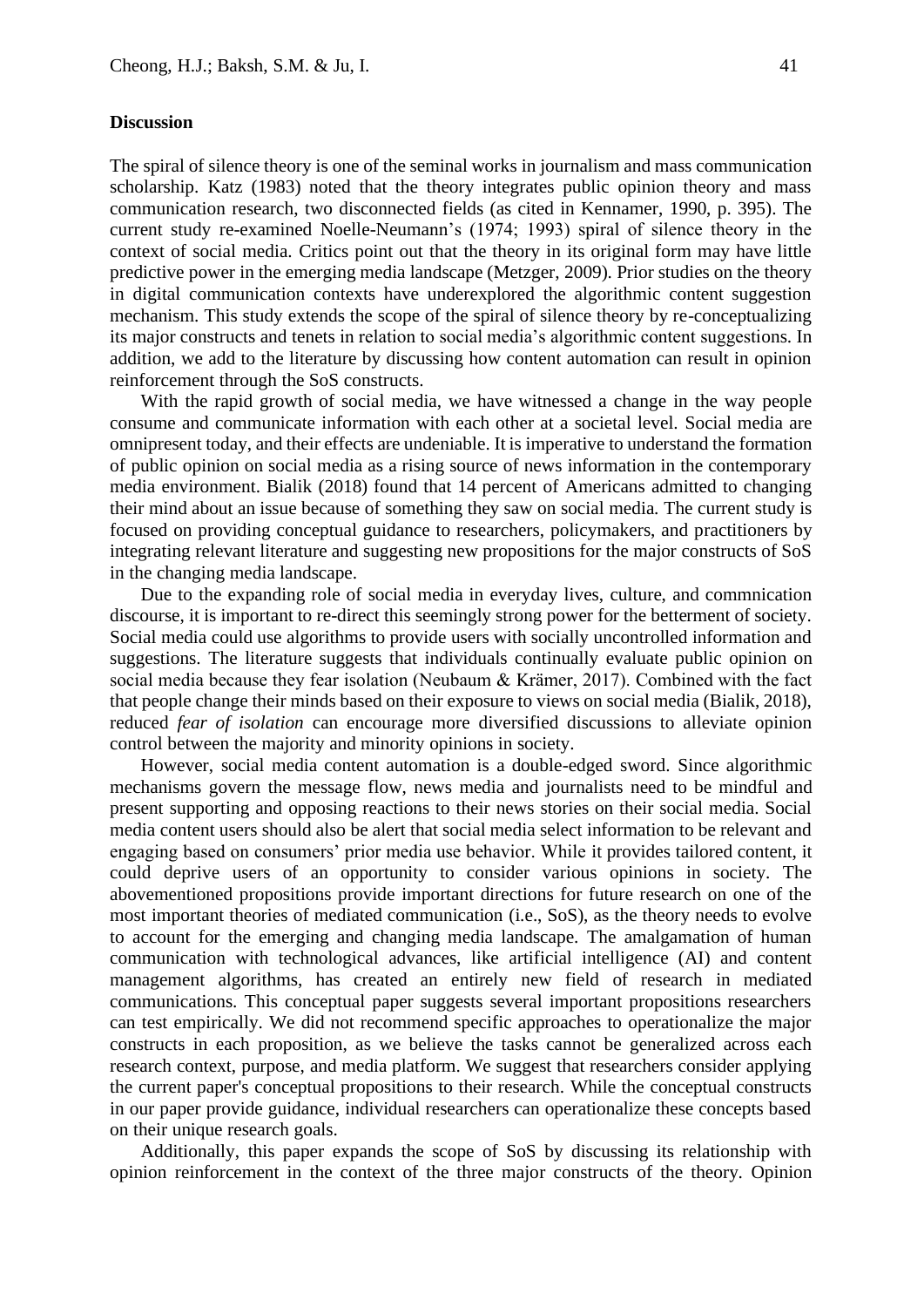**Discussion**

The spiral of silence theory is one of the seminal works in journalism and mass communication scholarship. Katz (1983) noted that the theory integrates public opinion theory and mass communication research, two disconnected fields (as cited in Kennamer, 1990, p. 395). The current study re-examined Noelle-Neumann's (1974; 1993) spiral of silence theory in the context of social media. Critics point out that the theory in its original form may have little predictive power in the emerging media landscape (Metzger, 2009). Prior studies on the theory in digital communication contexts have underexplored the algorithmic content suggestion mechanism. This study extends the scope of the spiral of silence theory by re-conceptualizing its major constructs and tenets in relation to social media's algorithmic content suggestions. In addition, we add to the literature by discussing how content automation can result in opinion reinforcement through the SoS constructs.

With the rapid growth of social media, we have witnessed a change in the way people consume and communicate information with each other at a societal level. Social media are omnipresent today, and their effects are undeniable. It is imperative to understand the formation of public opinion on social media as a rising source of news information in the contemporary media environment. Bialik (2018) found that 14 percent of Americans admitted to changing their mind about an issue because of something they saw on social media. The current study is focused on providing conceptual guidance to researchers, policymakers, and practitioners by integrating relevant literature and suggesting new propositions for the major constructs of SoS in the changing media landscape.

Due to the expanding role of social media in everyday lives, culture, and commnication discourse, it is important to re-direct this seemingly strong power for the betterment of society. Social media could use algorithms to provide users with socially uncontrolled information and suggestions. The literature suggests that individuals continually evaluate public opinion on social media because they fear isolation (Neubaum & Krämer, 2017). Combined with the fact that people change their minds based on their exposure to views on social media (Bialik, 2018), reduced *fear of isolation* can encourage more diversified discussions to alleviate opinion control between the majority and minority opinions in society.

However, social media content automation is a double-edged sword. Since algorithmic mechanisms govern the message flow, news media and journalists need to be mindful and present supporting and opposing reactions to their news stories on their social media. Social media content users should also be alert that social media select information to be relevant and engaging based on consumers' prior media use behavior. While it provides tailored content, it could deprive users of an opportunity to consider various opinions in society. The abovementioned propositions provide important directions for future research on one of the most important theories of mediated communication (i.e., SoS), as the theory needs to evolve to account for the emerging and changing media landscape. The amalgamation of human communication with technological advances, like artificial intelligence (AI) and content management algorithms, has created an entirely new field of research in mediated communications. This conceptual paper suggests several important propositions researchers can test empirically. We did not recommend specific approaches to operationalize the major constructs in each proposition, as we believe the tasks cannot be generalized across each research context, purpose, and media platform. We suggest that researchers consider applying the current paper's conceptual propositions to their research. While the conceptual constructs in our paper provide guidance, individual researchers can operationalize these concepts based on their unique research goals.

Additionally, this paper expands the scope of SoS by discussing its relationship with opinion reinforcement in the context of the three major constructs of the theory. Opinion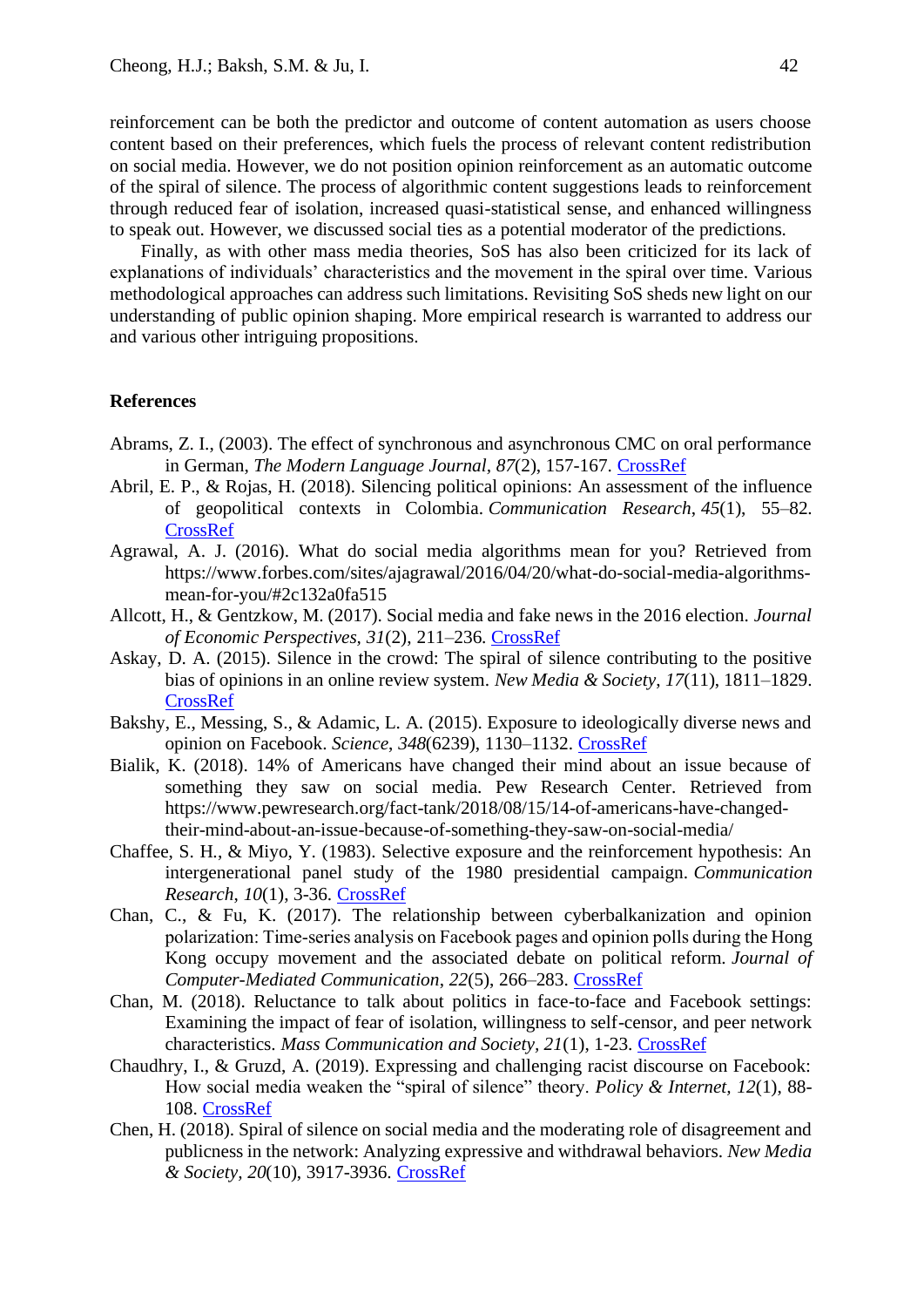reinforcement can be both the predictor and outcome of content automation as users choose content based on their preferences, which fuels the process of relevant content redistribution on social media. However, we do not position opinion reinforcement as an automatic outcome of the spiral of silence. The process of algorithmic content suggestions leads to reinforcement through reduced fear of isolation, increased quasi-statistical sense, and enhanced willingness to speak out. However, we discussed social ties as a potential moderator of the predictions.

Finally, as with other mass media theories, SoS has also been criticized for its lack of explanations of individuals' characteristics and the movement in the spiral over time. Various methodological approaches can address such limitations. Revisiting SoS sheds new light on our understanding of public opinion shaping. More empirical research is warranted to address our and various other intriguing propositions.

## References

Abrams, Z. I., (2003). The effect of synchronous and asynchronous CMC on oral performance in German, *The Modern Language Journal*, *87*(2), 157-167. CrossRef

Abril, E. P., & Rojas, H. (2018). Silencing political opinions: An assessment of the influence of geopolitical contexts in Colombia. *Communication Research*, *45*(1), 55–82. CrossRef

Agrawal, A. J. (2016). What do social media algorithms mean for you? Retrieved from https://www.forbes.com/sites/ajagrawal/2016/04/20/what-do-social-media-algorithms-mean-for-you/#2c132a0fa515

Allcott, H., & Gentzkow, M. (2017). Social media and fake news in the 2016 election. *Journal of Economic Perspectives*, *31*(2), 211–236. CrossRef

Askay, D. A. (2015). Silence in the crowd: The spiral of silence contributing to the positive bias of opinions in an online review system. *New Media & Society*, *17*(11), 1811–1829. CrossRef

Bakshy, E., Messing, S., & Adamic, L. A. (2015). Exposure to ideologically diverse news and opinion on Facebook. *Science*, *348*(6239), 1130–1132. CrossRef

Bialik, K. (2018). 14% of Americans have changed their mind about an issue because of something they saw on social media. Pew Research Center. Retrieved from https://www.pewresearch.org/fact-tank/2018/08/15/14-of-americans-have-changed-their-mind-about-an-issue-because-of-something-they-saw-on-social-media/

Chaffee, S. H., & Miyo, Y. (1983). Selective exposure and the reinforcement hypothesis: An intergenerational panel study of the 1980 presidential campaign. *Communication Research*, *10*(1), 3-36. CrossRef

Chan, C., & Fu, K. (2017). The relationship between cyberbalkanization and opinion polarization: Time-series analysis on Facebook pages and opinion polls during the Hong Kong occupy movement and the associated debate on political reform. *Journal of Computer-Mediated Communication*, *22*(5), 266–283. CrossRef

Chan, M. (2018). Reluctance to talk about politics in face-to-face and Facebook settings: Examining the impact of fear of isolation, willingness to self-censor, and peer network characteristics. *Mass Communication and Society*, *21*(1), 1-23. CrossRef

Chaudhry, I., & Gruzd, A. (2019). Expressing and challenging racist discourse on Facebook: How social media weaken the "spiral of silence" theory. *Policy & Internet*, *12*(1), 88-108. CrossRef

Chen, H. (2018). Spiral of silence on social media and the moderating role of disagreement and publicness in the network: Analyzing expressive and withdrawal behaviors. *New Media & Society*, *20*(10), 3917-3936. CrossRef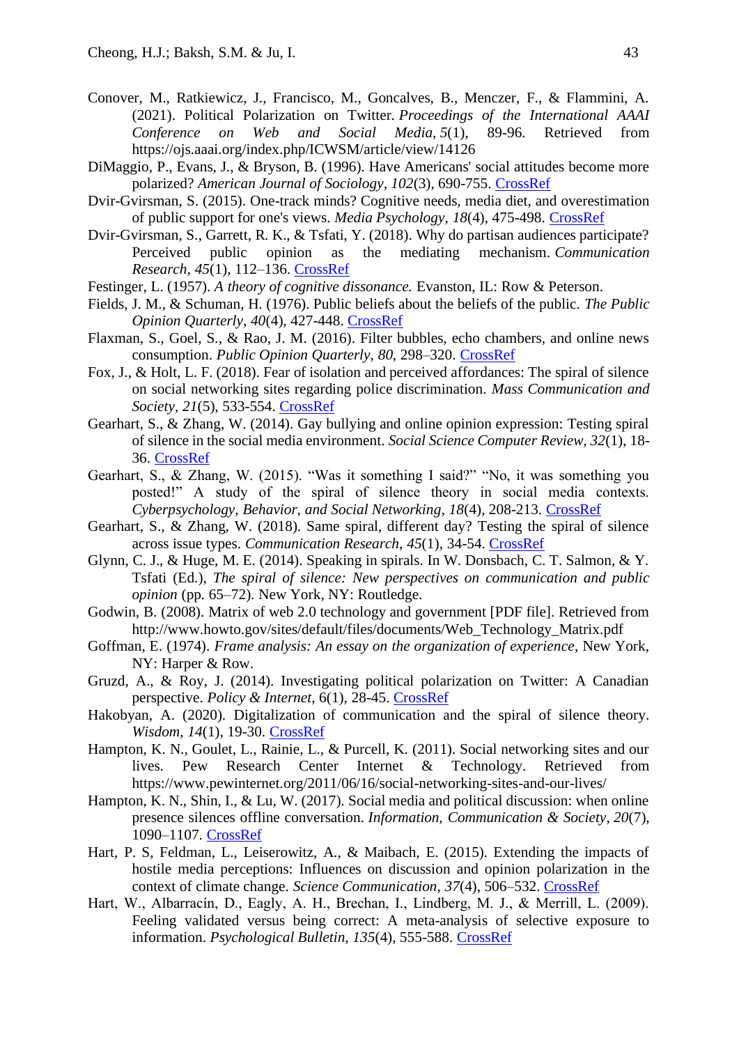Conover, M., Ratkiewicz, J., Francisco, M., Goncalves, B., Menczer, F., & Flammini, A. (2021). Political Polarization on Twitter. *Proceedings of the International AAAI Conference on Web and Social Media*, *5*(1), 89-96. Retrieved from https://ojs.aaai.org/index.php/ICWSM/article/view/14126

DiMaggio, P., Evans, J., & Bryson, B. (1996). Have Americans' social attitudes become more polarized? *American Journal of Sociology, 102*(3), 690-755. CrossRef

Dvir-Gvirsman, S. (2015). One-track minds? Cognitive needs, media diet, and overestimation of public support for one's views. *Media Psychology*, *18*(4), 475-498. CrossRef

Dvir-Gvirsman, S., Garrett, R. K., & Tsfati, Y. (2018). Why do partisan audiences participate? Perceived public opinion as the mediating mechanism. *Communication Research*, *45*(1), 112–136. CrossRef

Festinger, L. (1957). *A theory of cognitive dissonance.* Evanston, IL: Row & Peterson.

Fields, J. M., & Schuman, H. (1976). Public beliefs about the beliefs of the public. *The Public Opinion Quarterly*, *40*(4), 427-448. CrossRef

Flaxman, S., Goel, S., & Rao, J. M. (2016). Filter bubbles, echo chambers, and online news consumption. *Public Opinion Quarterly*, *80*, 298–320. CrossRef

Fox, J., & Holt, L. F. (2018). Fear of isolation and perceived affordances: The spiral of silence on social networking sites regarding police discrimination. *Mass Communication and Society*, *21*(5), 533-554. CrossRef

Gearhart, S., & Zhang, W. (2014). Gay bullying and online opinion expression: Testing spiral of silence in the social media environment. *Social Science Computer Review*, *32*(1), 18-36. CrossRef

Gearhart, S., & Zhang, W. (2015). "Was it something I said?" "No, it was something you posted!" A study of the spiral of silence theory in social media contexts. *Cyberpsychology, Behavior, and Social Networking*, *18*(4), 208-213. CrossRef

Gearhart, S., & Zhang, W. (2018). Same spiral, different day? Testing the spiral of silence across issue types. *Communication Research*, *45*(1), 34-54. CrossRef

Glynn, C. J., & Huge, M. E. (2014). Speaking in spirals. In W. Donsbach, C. T. Salmon, & Y. Tsfati (Ed.), *The spiral of silence: New perspectives on communication and public opinion* (pp. 65–72). New York, NY: Routledge.

Godwin, B. (2008). Matrix of web 2.0 technology and government [PDF file]. Retrieved from http://www.howto.gov/sites/default/files/documents/Web_Technology_Matrix.pdf

Goffman, E. (1974). *Frame analysis: An essay on the organization of experience*, New York, NY: Harper & Row.

Gruzd, A., & Roy, J. (2014). Investigating political polarization on Twitter: A Canadian perspective. *Policy & Internet*, 6(1), 28-45. CrossRef

Hakobyan, A. (2020). Digitalization of communication and the spiral of silence theory. *Wisdom*, *14*(1), 19-30. CrossRef

Hampton, K. N., Goulet, L., Rainie, L., & Purcell, K. (2011). Social networking sites and our lives. Pew Research Center Internet & Technology. Retrieved from https://www.pewinternet.org/2011/06/16/social-networking-sites-and-our-lives/

Hampton, K. N., Shin, I., & Lu, W. (2017). Social media and political discussion: when online presence silences offline conversation. *Information, Communication & Society*, *20*(7), 1090–1107. CrossRef

Hart, P. S, Feldman, L., Leiserowitz, A., & Maibach, E. (2015). Extending the impacts of hostile media perceptions: Influences on discussion and opinion polarization in the context of climate change. *Science Communication*, *37*(4), 506–532. CrossRef

Hart, W., Albarracín, D., Eagly, A. H., Brechan, I., Lindberg, M. J., & Merrill, L. (2009). Feeling validated versus being correct: A meta-analysis of selective exposure to information. *Psychological Bulletin*, *135*(4), 555-588. CrossRef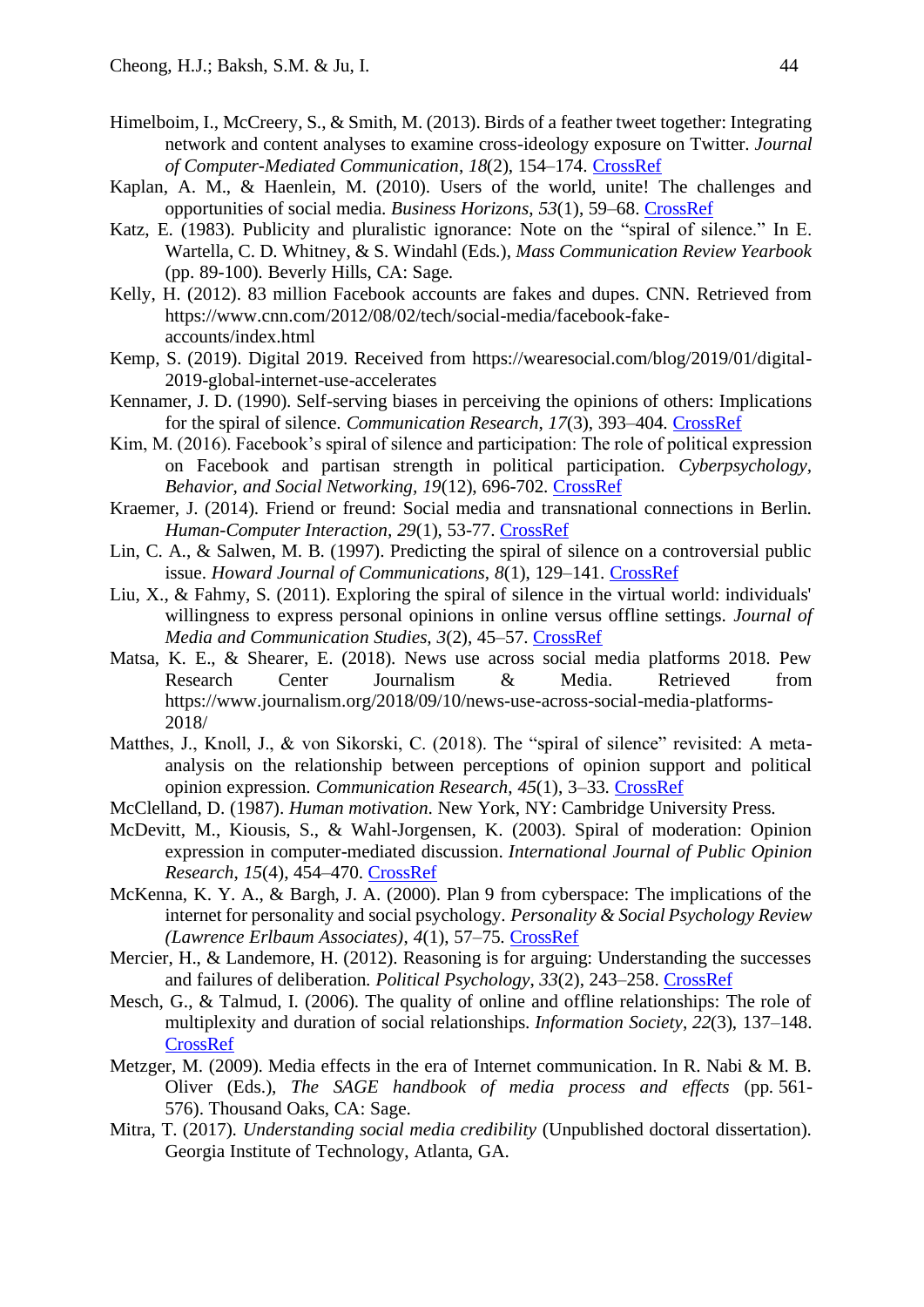Himelboim, I., McCreery, S., & Smith, M. (2013). Birds of a feather tweet together: Integrating network and content analyses to examine cross-ideology exposure on Twitter. *Journal of Computer-Mediated Communication*, *18*(2), 154–174. CrossRef

Kaplan, A. M., & Haenlein, M. (2010). Users of the world, unite! The challenges and opportunities of social media. *Business Horizons*, *53*(1), 59–68. CrossRef

Katz, E. (1983). Publicity and pluralistic ignorance: Note on the "spiral of silence." In E. Wartella, C. D. Whitney, & S. Windahl (Eds.), *Mass Communication Review Yearbook* (pp. 89-100). Beverly Hills, CA: Sage.

Kelly, H. (2012). 83 million Facebook accounts are fakes and dupes. CNN. Retrieved from https://www.cnn.com/2012/08/02/tech/social-media/facebook-fake-accounts/index.html

Kemp, S. (2019). Digital 2019. Received from https://wearesocial.com/blog/2019/01/digital-2019-global-internet-use-accelerates

Kennamer, J. D. (1990). Self-serving biases in perceiving the opinions of others: Implications for the spiral of silence. *Communication Research*, *17*(3), 393–404. CrossRef

Kim, M. (2016). Facebook's spiral of silence and participation: The role of political expression on Facebook and partisan strength in political participation. *Cyberpsychology, Behavior, and Social Networking, 19*(12), 696-702. CrossRef

Kraemer, J. (2014). Friend or freund: Social media and transnational connections in Berlin. *Human-Computer Interaction*, *29*(1), 53-77. CrossRef

Lin, C. A., & Salwen, M. B. (1997). Predicting the spiral of silence on a controversial public issue. *Howard Journal of Communications*, *8*(1), 129–141. CrossRef

Liu, X., & Fahmy, S. (2011). Exploring the spiral of silence in the virtual world: individuals' willingness to express personal opinions in online versus offline settings. *Journal of Media and Communication Studies*, *3*(2), 45–57. CrossRef

Matsa, K. E., & Shearer, E. (2018). News use across social media platforms 2018. Pew Research Center Journalism & Media. Retrieved from https://www.journalism.org/2018/09/10/news-use-across-social-media-platforms-2018/

Matthes, J., Knoll, J., & von Sikorski, C. (2018). The "spiral of silence" revisited: A meta-analysis on the relationship between perceptions of opinion support and political opinion expression. *Communication Research*, *45*(1), 3–33. CrossRef

McClelland, D. (1987). *Human motivation*. New York, NY: Cambridge University Press.

McDevitt, M., Kiousis, S., & Wahl-Jorgensen, K. (2003). Spiral of moderation: Opinion expression in computer-mediated discussion. *International Journal of Public Opinion Research*, *15*(4), 454–470. CrossRef

McKenna, K. Y. A., & Bargh, J. A. (2000). Plan 9 from cyberspace: The implications of the internet for personality and social psychology. *Personality & Social Psychology Review (Lawrence Erlbaum Associates)*, *4*(1), 57–75. CrossRef

Mercier, H., & Landemore, H. (2012). Reasoning is for arguing: Understanding the successes and failures of deliberation. *Political Psychology*, *33*(2), 243–258. CrossRef

Mesch, G., & Talmud, I. (2006). The quality of online and offline relationships: The role of multiplexity and duration of social relationships. *Information Society*, *22*(3), 137–148. CrossRef

Metzger, M. (2009). Media effects in the era of Internet communication. In R. Nabi & M. B. Oliver (Eds.), *The SAGE handbook of media process and effects* (pp. 561-576). Thousand Oaks, CA: Sage.

Mitra, T. (2017). *Understanding social media credibility* (Unpublished doctoral dissertation). Georgia Institute of Technology, Atlanta, GA.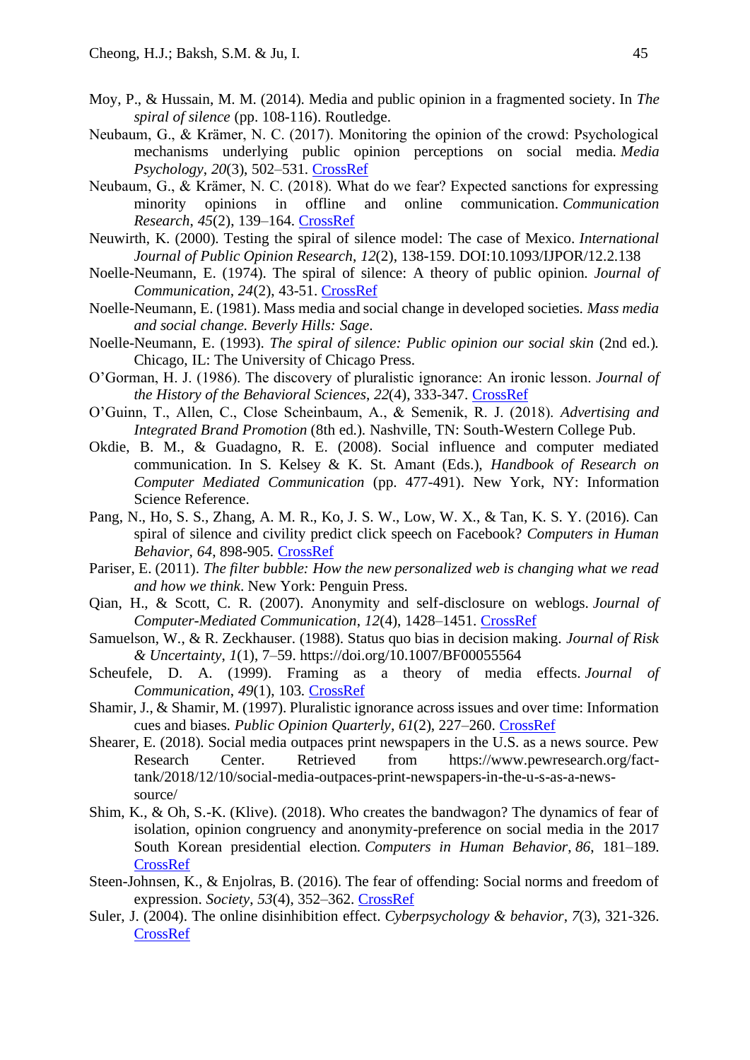Moy, P., & Hussain, M. M. (2014). Media and public opinion in a fragmented society. In *The spiral of silence* (pp. 108-116). Routledge.

Neubaum, G., & Krämer, N. C. (2017). Monitoring the opinion of the crowd: Psychological mechanisms underlying public opinion perceptions on social media. *Media Psychology*, *20*(3), 502–531. CrossRef

Neubaum, G., & Krämer, N. C. (2018). What do we fear? Expected sanctions for expressing minority opinions in offline and online communication. *Communication Research*, *45*(2), 139–164. CrossRef

Neuwirth, K. (2000). Testing the spiral of silence model: The case of Mexico. *International Journal of Public Opinion Research*, *12*(2), 138-159. DOI:10.1093/IJPOR/12.2.138

Noelle-Neumann, E. (1974). The spiral of silence: A theory of public opinion. *Journal of Communication*, *24*(2), 43-51. CrossRef

Noelle-Neumann, E. (1981). Mass media and social change in developed societies. *Mass media and social change. Beverly Hills: Sage*.

Noelle-Neumann, E. (1993). *The spiral of silence: Public opinion our social skin* (2nd ed.). Chicago, IL: The University of Chicago Press.

O'Gorman, H. J. (1986). The discovery of pluralistic ignorance: An ironic lesson. *Journal of the History of the Behavioral Sciences*, *22*(4), 333-347. CrossRef

O'Guinn, T., Allen, C., Close Scheinbaum, A., & Semenik, R. J. (2018). *Advertising and Integrated Brand Promotion* (8th ed.). Nashville, TN: South-Western College Pub.

Okdie, B. M., & Guadagno, R. E. (2008). Social influence and computer mediated communication. In S. Kelsey & K. St. Amant (Eds.), *Handbook of Research on Computer Mediated Communication* (pp. 477-491). New York, NY: Information Science Reference.

Pang, N., Ho, S. S., Zhang, A. M. R., Ko, J. S. W., Low, W. X., & Tan, K. S. Y. (2016). Can spiral of silence and civility predict click speech on Facebook? *Computers in Human Behavior, 64*, 898-905. CrossRef

Pariser, E. (2011). *The filter bubble: How the new personalized web is changing what we read and how we think*. New York: Penguin Press.

Qian, H., & Scott, C. R. (2007). Anonymity and self-disclosure on weblogs. *Journal of Computer-Mediated Communication*, *12*(4), 1428–1451. CrossRef

Samuelson, W., & R. Zeckhauser. (1988). Status quo bias in decision making. *Journal of Risk & Uncertainty*, *1*(1), 7–59. https://doi.org/10.1007/BF00055564

Scheufele, D. A. (1999). Framing as a theory of media effects. *Journal of Communication*, *49*(1), 103. CrossRef

Shamir, J., & Shamir, M. (1997). Pluralistic ignorance across issues and over time: Information cues and biases. *Public Opinion Quarterly*, *61*(2), 227–260. CrossRef

Shearer, E. (2018). Social media outpaces print newspapers in the U.S. as a news source. Pew Research Center. Retrieved from https://www.pewresearch.org/fact-tank/2018/12/10/social-media-outpaces-print-newspapers-in-the-u-s-as-a-news-source/

Shim, K., & Oh, S.-K. (Klive). (2018). Who creates the bandwagon? The dynamics of fear of isolation, opinion congruency and anonymity-preference on social media in the 2017 South Korean presidential election. *Computers in Human Behavior*, *86*, 181–189. CrossRef

Steen-Johnsen, K., & Enjolras, B. (2016). The fear of offending: Social norms and freedom of expression. *Society*, *53*(4), 352–362. CrossRef

Suler, J. (2004). The online disinhibition effect. *Cyberpsychology & behavior*, *7*(3), 321-326. CrossRef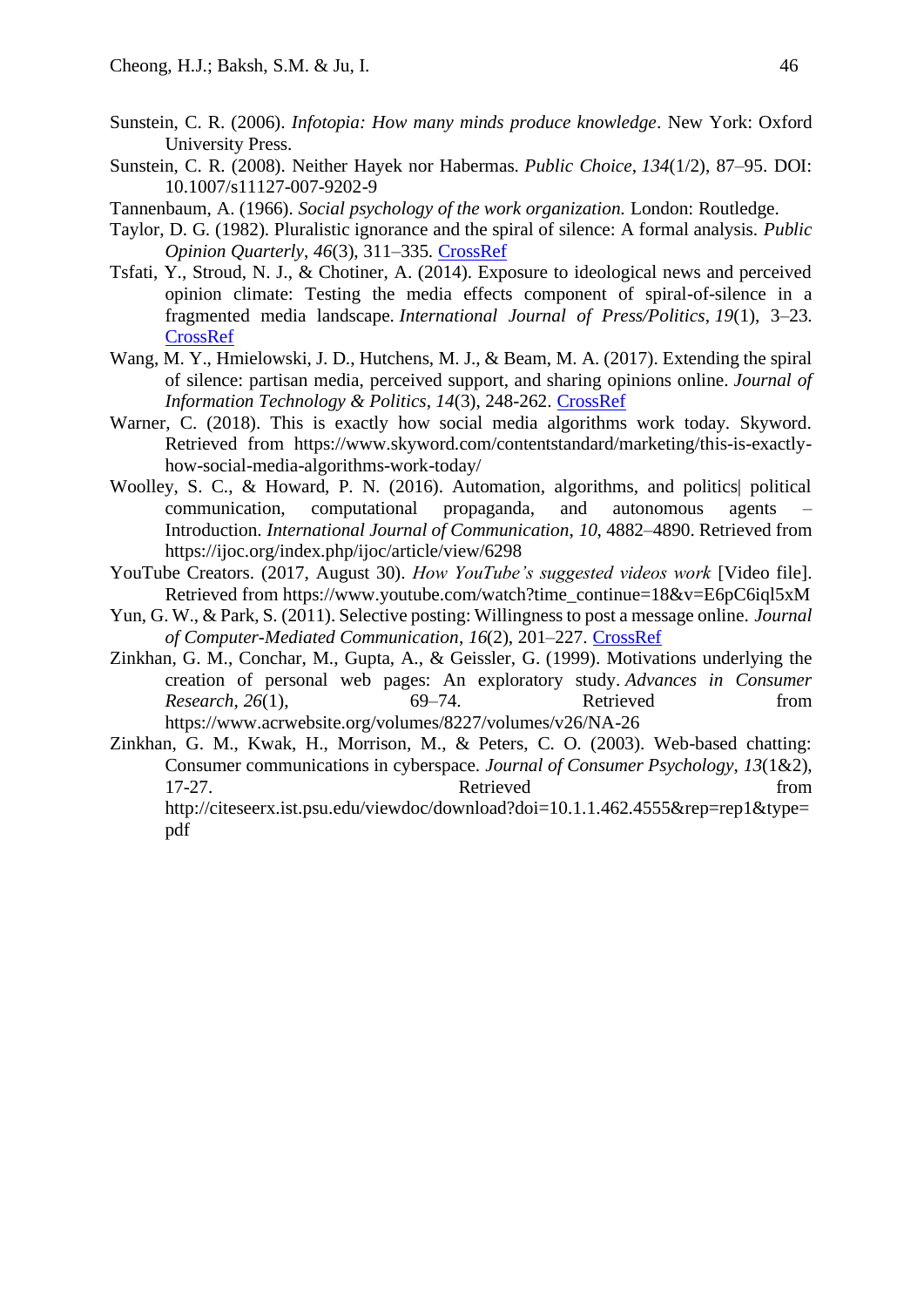Sunstein, C. R. (2006). *Infotopia: How many minds produce knowledge*. New York: Oxford University Press.

Sunstein, C. R. (2008). Neither Hayek nor Habermas. *Public Choice*, *134*(1/2), 87–95. DOI: 10.1007/s11127-007-9202-9

Tannenbaum, A. (1966). *Social psychology of the work organization.* London: Routledge.

Taylor, D. G. (1982). Pluralistic ignorance and the spiral of silence: A formal analysis. *Public Opinion Quarterly*, *46*(3), 311–335. CrossRef

Tsfati, Y., Stroud, N. J., & Chotiner, A. (2014). Exposure to ideological news and perceived opinion climate: Testing the media effects component of spiral-of-silence in a fragmented media landscape. *International Journal of Press/Politics*, *19*(1), 3–23. CrossRef

Wang, M. Y., Hmielowski, J. D., Hutchens, M. J., & Beam, M. A. (2017). Extending the spiral of silence: partisan media, perceived support, and sharing opinions online. *Journal of Information Technology & Politics*, *14*(3), 248-262. CrossRef

Warner, C. (2018). This is exactly how social media algorithms work today. Skyword. Retrieved from https://www.skyword.com/contentstandard/marketing/this-is-exactly-how-social-media-algorithms-work-today/

Woolley, S. C., & Howard, P. N. (2016). Automation, algorithms, and politics| political communication, computational propaganda, and autonomous agents – Introduction. *International Journal of Communication*, *10*, 4882–4890. Retrieved from https://ijoc.org/index.php/ijoc/article/view/6298

YouTube Creators. (2017, August 30). *How YouTube's suggested videos work* [Video file]. Retrieved from https://www.youtube.com/watch?time_continue=18&v=E6pC6iql5xM

Yun, G. W., & Park, S. (2011). Selective posting: Willingness to post a message online. *Journal of Computer-Mediated Communication*, *16*(2), 201–227. CrossRef

Zinkhan, G. M., Conchar, M., Gupta, A., & Geissler, G. (1999). Motivations underlying the creation of personal web pages: An exploratory study. *Advances in Consumer Research*, *26*(1), 69–74. Retrieved from https://www.acrwebsite.org/volumes/8227/volumes/v26/NA-26

Zinkhan, G. M., Kwak, H., Morrison, M., & Peters, C. O. (2003). Web-based chatting: Consumer communications in cyberspace. *Journal of Consumer Psychology*, *13*(1&2), 17-27. Retrieved from http://citeseerx.ist.psu.edu/viewdoc/download?doi=10.1.1.462.4555&rep=rep1&type=pdf